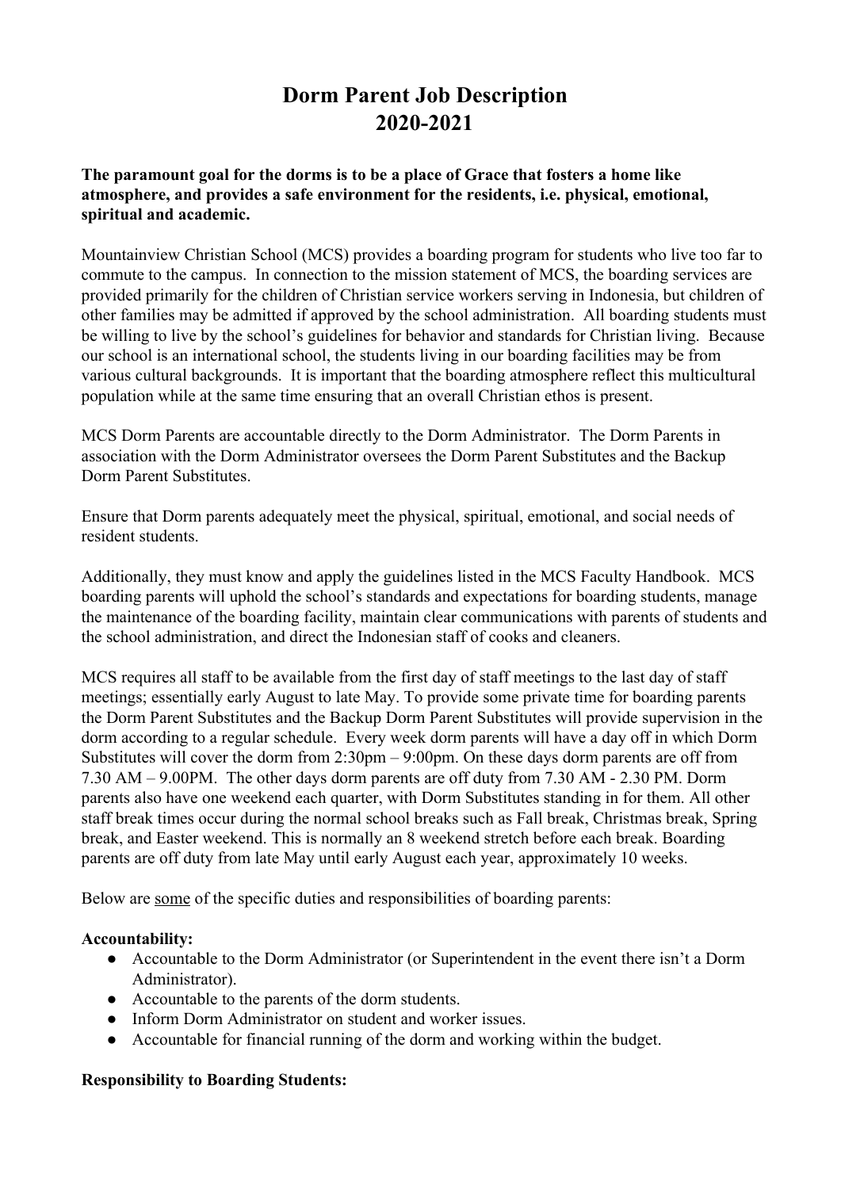# Dorm Parent Job Description
# 2020-2021

**The paramount goal for the dorms is to be a place of Grace that fosters a home like atmosphere, and provides a safe environment for the residents, i.e. physical, emotional, spiritual and academic.**

Mountainview Christian School (MCS) provides a boarding program for students who live too far to commute to the campus. In connection to the mission statement of MCS, the boarding services are provided primarily for the children of Christian service workers serving in Indonesia, but children of other families may be admitted if approved by the school administration. All boarding students must be willing to live by the school's guidelines for behavior and standards for Christian living. Because our school is an international school, the students living in our boarding facilities may be from various cultural backgrounds. It is important that the boarding atmosphere reflect this multicultural population while at the same time ensuring that an overall Christian ethos is present.

MCS Dorm Parents are accountable directly to the Dorm Administrator. The Dorm Parents in association with the Dorm Administrator oversees the Dorm Parent Substitutes and the Backup Dorm Parent Substitutes.

Ensure that Dorm parents adequately meet the physical, spiritual, emotional, and social needs of resident students.

Additionally, they must know and apply the guidelines listed in the MCS Faculty Handbook. MCS boarding parents will uphold the school's standards and expectations for boarding students, manage the maintenance of the boarding facility, maintain clear communications with parents of students and the school administration, and direct the Indonesian staff of cooks and cleaners.

MCS requires all staff to be available from the first day of staff meetings to the last day of staff meetings; essentially early August to late May. To provide some private time for boarding parents the Dorm Parent Substitutes and the Backup Dorm Parent Substitutes will provide supervision in the dorm according to a regular schedule. Every week dorm parents will have a day off in which Dorm Substitutes will cover the dorm from 2:30pm – 9:00pm. On these days dorm parents are off from 7.30 AM – 9.00PM. The other days dorm parents are off duty from 7.30 AM - 2.30 PM. Dorm parents also have one weekend each quarter, with Dorm Substitutes standing in for them. All other staff break times occur during the normal school breaks such as Fall break, Christmas break, Spring break, and Easter weekend. This is normally an 8 weekend stretch before each break. Boarding parents are off duty from late May until early August each year, approximately 10 weeks.

Below are <u>some</u> of the specific duties and responsibilities of boarding parents:

**Accountability:**

- Accountable to the Dorm Administrator (or Superintendent in the event there isn't a Dorm Administrator).
- Accountable to the parents of the dorm students.
- Inform Dorm Administrator on student and worker issues.
- Accountable for financial running of the dorm and working within the budget.

**Responsibility to Boarding Students:**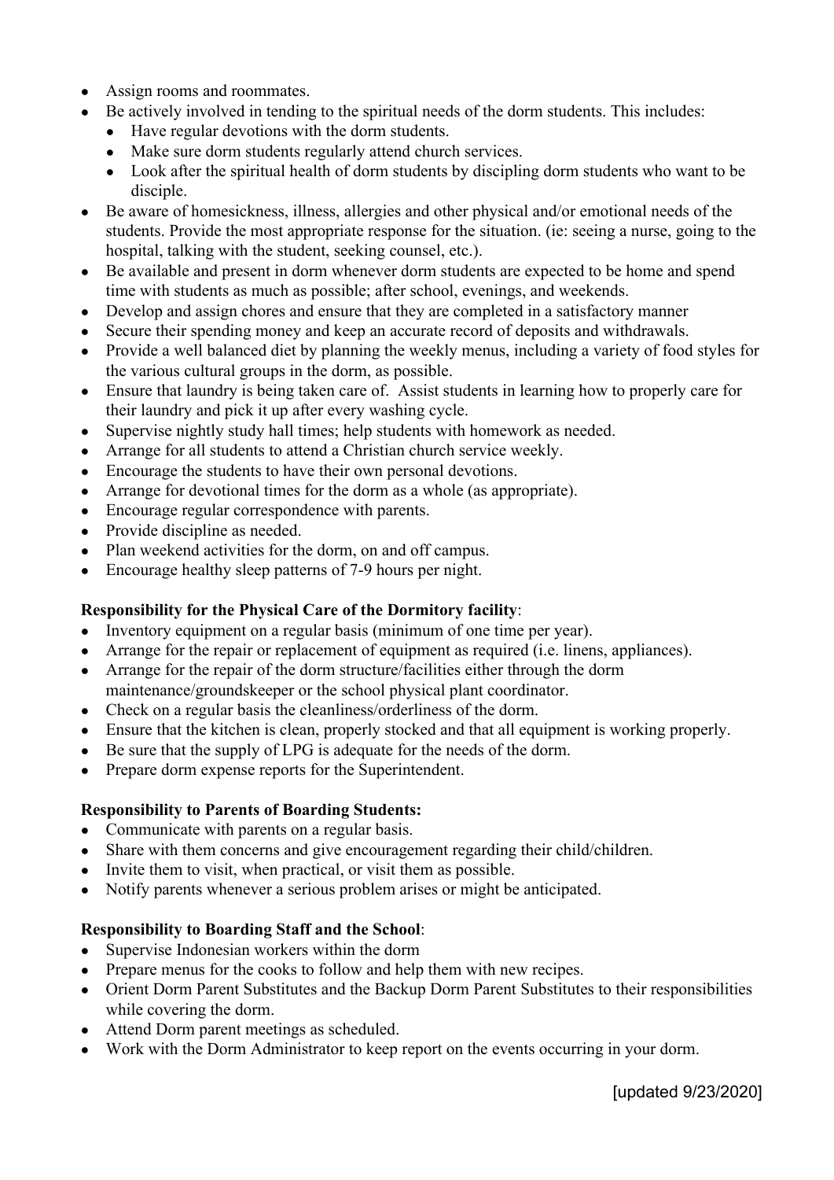- Assign rooms and roommates.
- Be actively involved in tending to the spiritual needs of the dorm students. This includes:
  - Have regular devotions with the dorm students.
  - Make sure dorm students regularly attend church services.
  - Look after the spiritual health of dorm students by discipling dorm students who want to be disciple.
- Be aware of homesickness, illness, allergies and other physical and/or emotional needs of the students. Provide the most appropriate response for the situation. (ie: seeing a nurse, going to the hospital, talking with the student, seeking counsel, etc.).
- Be available and present in dorm whenever dorm students are expected to be home and spend time with students as much as possible; after school, evenings, and weekends.
- Develop and assign chores and ensure that they are completed in a satisfactory manner
- Secure their spending money and keep an accurate record of deposits and withdrawals.
- Provide a well balanced diet by planning the weekly menus, including a variety of food styles for the various cultural groups in the dorm, as possible.
- Ensure that laundry is being taken care of. Assist students in learning how to properly care for their laundry and pick it up after every washing cycle.
- Supervise nightly study hall times; help students with homework as needed.
- Arrange for all students to attend a Christian church service weekly.
- Encourage the students to have their own personal devotions.
- Arrange for devotional times for the dorm as a whole (as appropriate).
- Encourage regular correspondence with parents.
- Provide discipline as needed.
- Plan weekend activities for the dorm, on and off campus.
- Encourage healthy sleep patterns of 7-9 hours per night.

**Responsibility for the Physical Care of the Dormitory facility**:

- Inventory equipment on a regular basis (minimum of one time per year).
- Arrange for the repair or replacement of equipment as required (i.e. linens, appliances).
- Arrange for the repair of the dorm structure/facilities either through the dorm maintenance/groundskeeper or the school physical plant coordinator.
- Check on a regular basis the cleanliness/orderliness of the dorm.
- Ensure that the kitchen is clean, properly stocked and that all equipment is working properly.
- Be sure that the supply of LPG is adequate for the needs of the dorm.
- Prepare dorm expense reports for the Superintendent.

**Responsibility to Parents of Boarding Students:**

- Communicate with parents on a regular basis.
- Share with them concerns and give encouragement regarding their child/children.
- Invite them to visit, when practical, or visit them as possible.
- Notify parents whenever a serious problem arises or might be anticipated.

**Responsibility to Boarding Staff and the School**:

- Supervise Indonesian workers within the dorm
- Prepare menus for the cooks to follow and help them with new recipes.
- Orient Dorm Parent Substitutes and the Backup Dorm Parent Substitutes to their responsibilities while covering the dorm.
- Attend Dorm parent meetings as scheduled.
- Work with the Dorm Administrator to keep report on the events occurring in your dorm.

[updated 9/23/2020]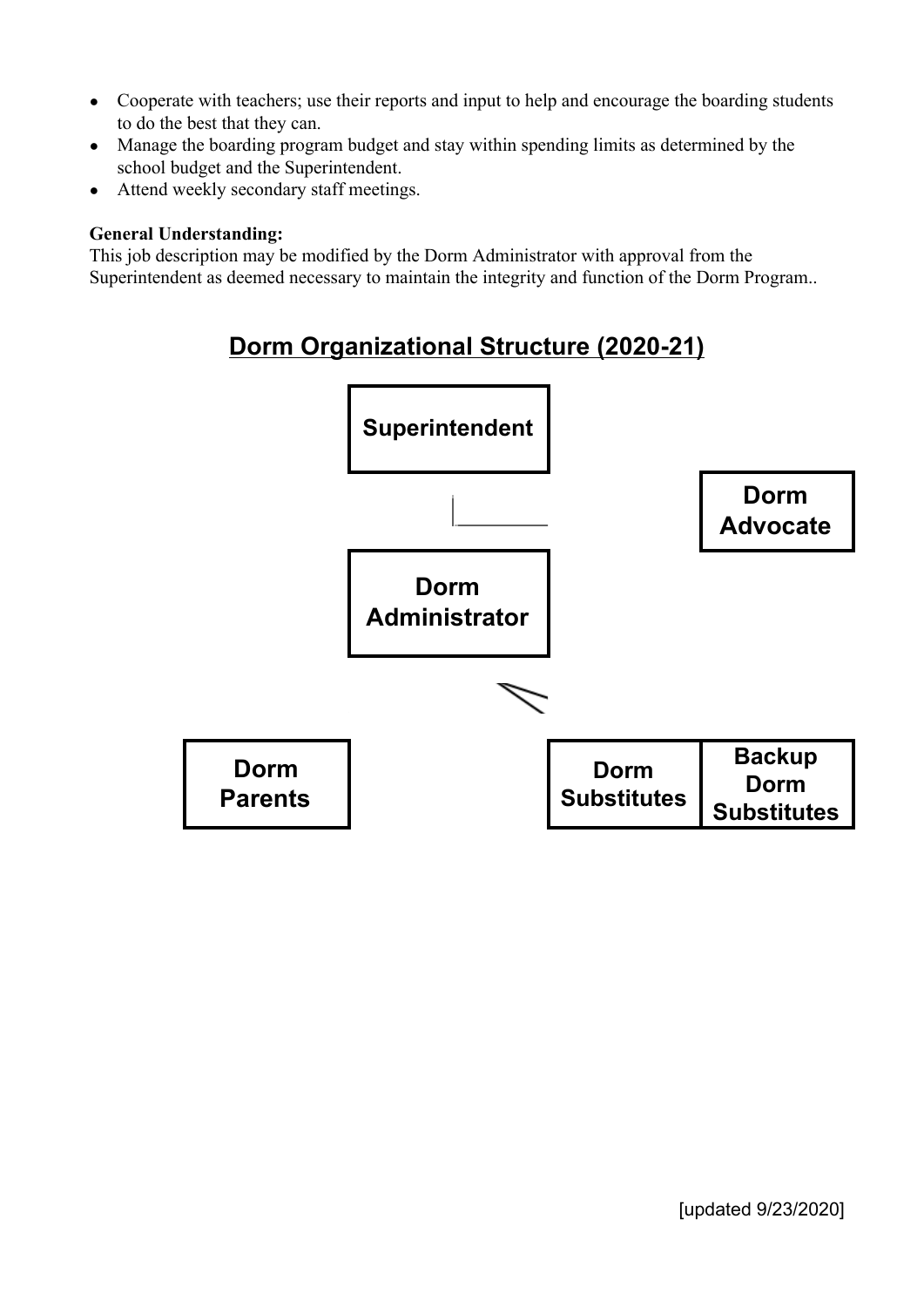- Cooperate with teachers; use their reports and input to help and encourage the boarding students to do the best that they can.
- Manage the boarding program budget and stay within spending limits as determined by the school budget and the Superintendent.
- Attend weekly secondary staff meetings.

**General Understanding:**
This job description may be modified by the Dorm Administrator with approval from the Superintendent as deemed necessary to maintain the integrity and function of the Dorm Program..

## Dorm Organizational Structure (2020-21)

Superintendent

Dorm Advocate

Dorm Administrator

Dorm Parents

Dorm Substitutes

Backup Dorm Substitutes

[updated 9/23/2020]